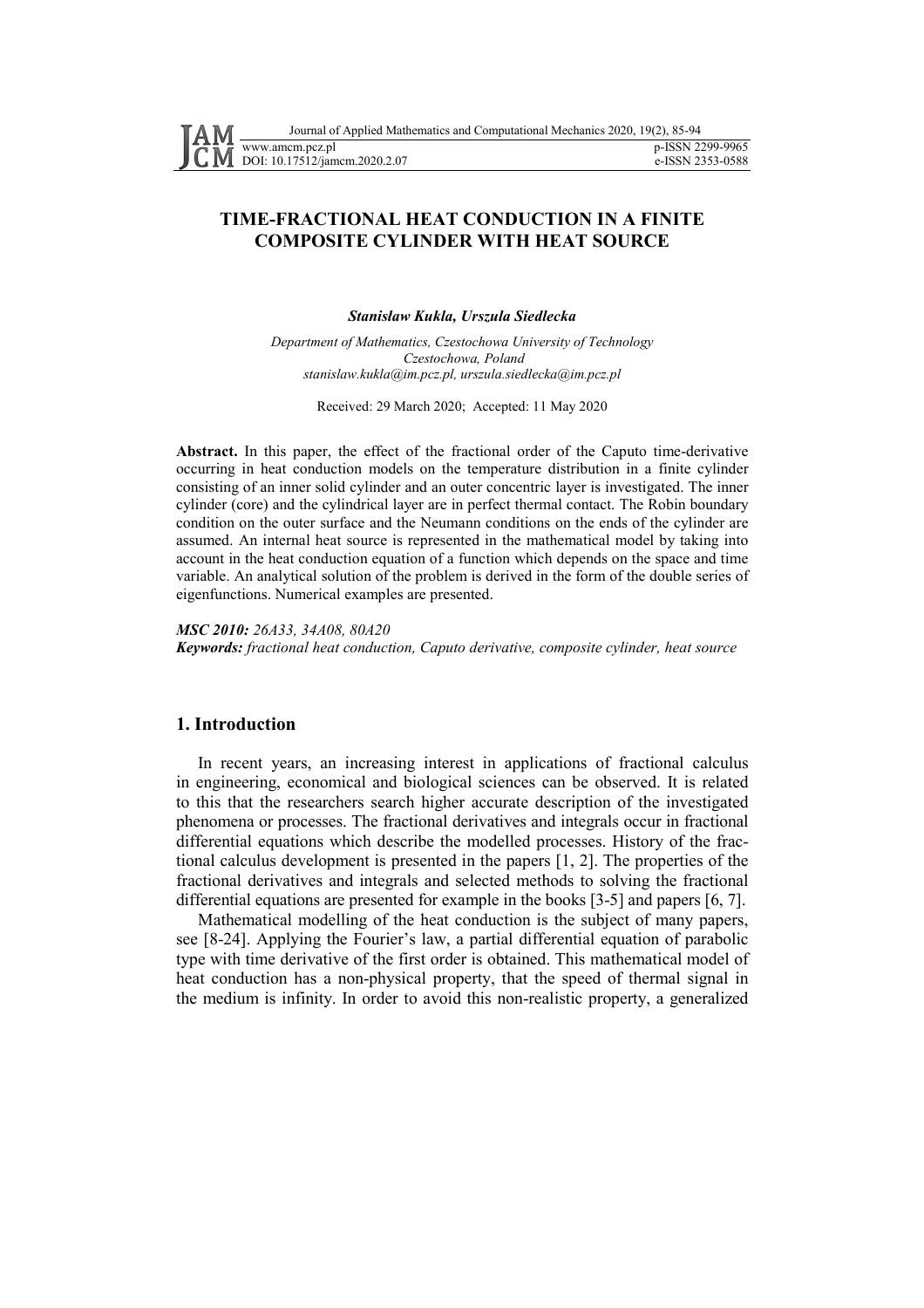# TIME-FRACTIONAL HEAT CONDUCTION IN A FINITE COMPOSITE CYLINDER WITH HEAT SOURCE

***Stanisław Kukla, Urszula Siedlecka***

*Department of Mathematics, Czestochowa University of Technology*
*Czestochowa, Poland*
*stanislaw.kukla@im.pcz.pl, urszula.siedlecka@im.pcz.pl*

Received: 29 March 2020; Accepted: 11 May 2020

**Abstract.** In this paper, the effect of the fractional order of the Caputo time-derivative occurring in heat conduction models on the temperature distribution in a finite cylinder consisting of an inner solid cylinder and an outer concentric layer is investigated. The inner cylinder (core) and the cylindrical layer are in perfect thermal contact. The Robin boundary condition on the outer surface and the Neumann conditions on the ends of the cylinder are assumed. An internal heat source is represented in the mathematical model by taking into account in the heat conduction equation of a function which depends on the space and time variable. An analytical solution of the problem is derived in the form of the double series of eigenfunctions. Numerical examples are presented.

***MSC 2010:*** *26A33, 34A08, 80A20*
***Keywords:*** *fractional heat conduction, Caputo derivative, composite cylinder, heat source*

## 1. Introduction

In recent years, an increasing interest in applications of fractional calculus in engineering, economical and biological sciences can be observed. It is related to this that the researchers search higher accurate description of the investigated phenomena or processes. The fractional derivatives and integrals occur in fractional differential equations which describe the modelled processes. History of the fractional calculus development is presented in the papers [1, 2]. The properties of the fractional derivatives and integrals and selected methods to solving the fractional differential equations are presented for example in the books [3-5] and papers [6, 7].

Mathematical modelling of the heat conduction is the subject of many papers, see [8-24]. Applying the Fourier's law, a partial differential equation of parabolic type with time derivative of the first order is obtained. This mathematical model of heat conduction has a non-physical property, that the speed of thermal signal in the medium is infinity. In order to avoid this non-realistic property, a generalized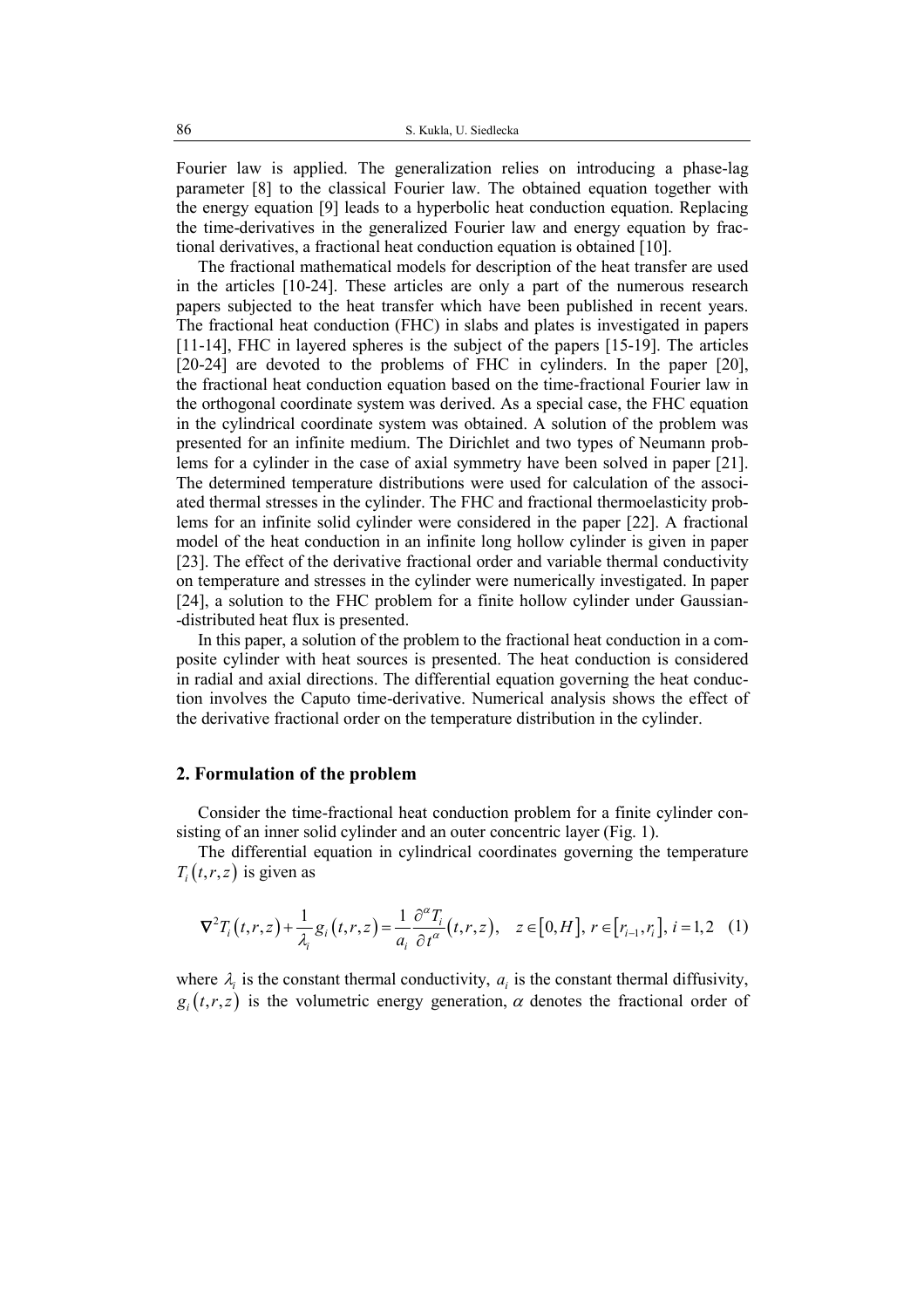Fourier law is applied. The generalization relies on introducing a phase-lag parameter [8] to the classical Fourier law. The obtained equation together with the energy equation [9] leads to a hyperbolic heat conduction equation. Replacing the time-derivatives in the generalized Fourier law and energy equation by fractional derivatives, a fractional heat conduction equation is obtained [10].

The fractional mathematical models for description of the heat transfer are used in the articles [10-24]. These articles are only a part of the numerous research papers subjected to the heat transfer which have been published in recent years. The fractional heat conduction (FHC) in slabs and plates is investigated in papers [11-14], FHC in layered spheres is the subject of the papers [15-19]. The articles [20-24] are devoted to the problems of FHC in cylinders. In the paper [20], the fractional heat conduction equation based on the time-fractional Fourier law in the orthogonal coordinate system was derived. As a special case, the FHC equation in the cylindrical coordinate system was obtained. A solution of the problem was presented for an infinite medium. The Dirichlet and two types of Neumann problems for a cylinder in the case of axial symmetry have been solved in paper [21]. The determined temperature distributions were used for calculation of the associated thermal stresses in the cylinder. The FHC and fractional thermoelasticity problems for an infinite solid cylinder were considered in the paper [22]. A fractional model of the heat conduction in an infinite long hollow cylinder is given in paper [23]. The effect of the derivative fractional order and variable thermal conductivity on temperature and stresses in the cylinder were numerically investigated. In paper [24], a solution to the FHC problem for a finite hollow cylinder under Gaussian-distributed heat flux is presented.

In this paper, a solution of the problem to the fractional heat conduction in a composite cylinder with heat sources is presented. The heat conduction is considered in radial and axial directions. The differential equation governing the heat conduction involves the Caputo time-derivative. Numerical analysis shows the effect of the derivative fractional order on the temperature distribution in the cylinder.

## 2. Formulation of the problem

Consider the time-fractional heat conduction problem for a finite cylinder consisting of an inner solid cylinder and an outer concentric layer (Fig. 1).

The differential equation in cylindrical coordinates governing the temperature $T_i(t,r,z)$ is given as

$$\nabla^2 T_i(t,r,z) + \frac{1}{\lambda_i} g_i(t,r,z) = \frac{1}{a_i} \frac{\partial^\alpha T_i}{\partial t^\alpha}(t,r,z), \quad z \in [0,H],\ r \in [r_{i-1}, r_i],\ i = 1,2 \quad (1)$$

where $\lambda_i$ is the constant thermal conductivity, $a_i$ is the constant thermal diffusivity, $g_i(t,r,z)$ is the volumetric energy generation, $\alpha$ denotes the fractional order of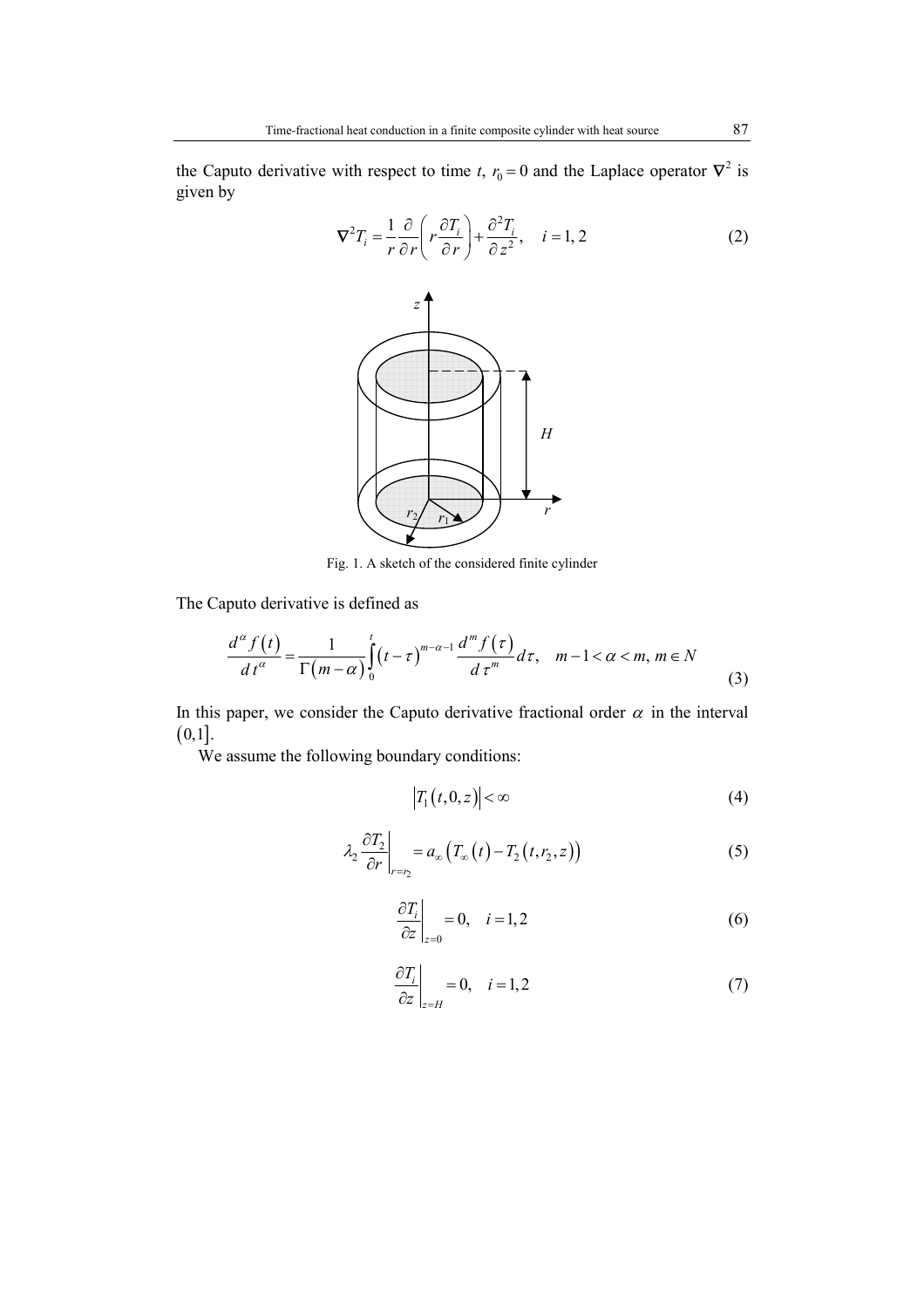the Caputo derivative with respect to time $t$, $r_0 = 0$ and the Laplace operator $\nabla^2$ is given by

$$\nabla^2 T_i = \frac{1}{r}\frac{\partial}{\partial r}\left(r\frac{\partial T_i}{\partial r}\right) + \frac{\partial^2 T_i}{\partial z^2}, \quad i = 1, 2 \tag{2}$$

Fig. 1. A sketch of the considered finite cylinder

The Caputo derivative is defined as

$$\frac{d^\alpha f(t)}{d t^\alpha} = \frac{1}{\Gamma(m-\alpha)}\int_0^t (t-\tau)^{m-\alpha-1}\frac{d^m f(\tau)}{d\tau^m}d\tau, \quad m-1<\alpha<m,\ m\in N \tag{3}$$

In this paper, we consider the Caputo derivative fractional order $\alpha$ in the interval $(0,1]$.

We assume the following boundary conditions:

$$\left|T_1(t,0,z)\right| < \infty \tag{4}$$

$$\lambda_2 \left.\frac{\partial T_2}{\partial r}\right|_{r=r_2} = a_\infty\left(T_\infty(t) - T_2(t,r_2,z)\right) \tag{5}$$

$$\left.\frac{\partial T_i}{\partial z}\right|_{z=0} = 0, \quad i = 1, 2 \tag{6}$$

$$\left.\frac{\partial T_i}{\partial z}\right|_{z=H} = 0, \quad i = 1, 2 \tag{7}$$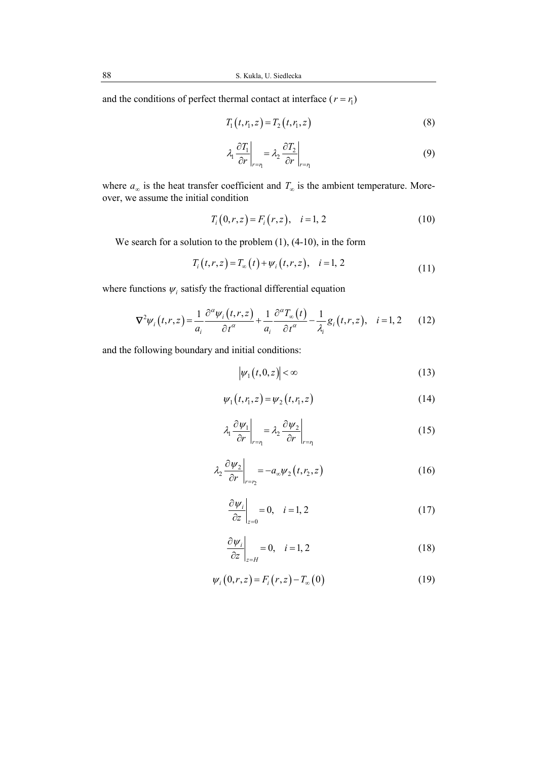and the conditions of perfect thermal contact at interface ($r = r_1$)

$$T_1(t, r_1, z) = T_2(t, r_1, z) \tag{8}$$

$$\lambda_1 \frac{\partial T_1}{\partial r}\bigg|_{r=r_1} = \lambda_2 \frac{\partial T_2}{\partial r}\bigg|_{r=r_1} \tag{9}$$

where $a_\infty$ is the heat transfer coefficient and $T_\infty$ is the ambient temperature. Moreover, we assume the initial condition

$$T_i(0, r, z) = F_i(r, z), \quad i = 1, 2 \tag{10}$$

We search for a solution to the problem (1), (4-10), in the form

$$T_i(t, r, z) = T_\infty(t) + \psi_i(t, r, z), \quad i = 1, 2 \tag{11}$$

where functions $\psi_i$ satisfy the fractional differential equation

$$\nabla^2 \psi_i(t, r, z) = \frac{1}{a_i} \frac{\partial^\alpha \psi_i(t, r, z)}{\partial t^\alpha} + \frac{1}{a_i} \frac{\partial^\alpha T_\infty(t)}{\partial t^\alpha} - \frac{1}{\lambda_i} g_i(t, r, z), \quad i = 1, 2 \tag{12}$$

and the following boundary and initial conditions:

$$|\psi_1(t, 0, z)| < \infty \tag{13}$$

$$\psi_1(t, r_1, z) = \psi_2(t, r_1, z) \tag{14}$$

$$\lambda_1 \frac{\partial \psi_1}{\partial r}\bigg|_{r=r_1} = \lambda_2 \frac{\partial \psi_2}{\partial r}\bigg|_{r=r_1} \tag{15}$$

$$\lambda_2 \frac{\partial \psi_2}{\partial r}\bigg|_{r=r_2} = -a_\infty \psi_2(t, r_2, z) \tag{16}$$

$$\frac{\partial \psi_i}{\partial z}\bigg|_{z=0} = 0, \quad i = 1, 2 \tag{17}$$

$$\frac{\partial \psi_i}{\partial z}\bigg|_{z=H} = 0, \quad i = 1, 2 \tag{18}$$

$$\psi_i(0, r, z) = F_i(r, z) - T_\infty(0) \tag{19}$$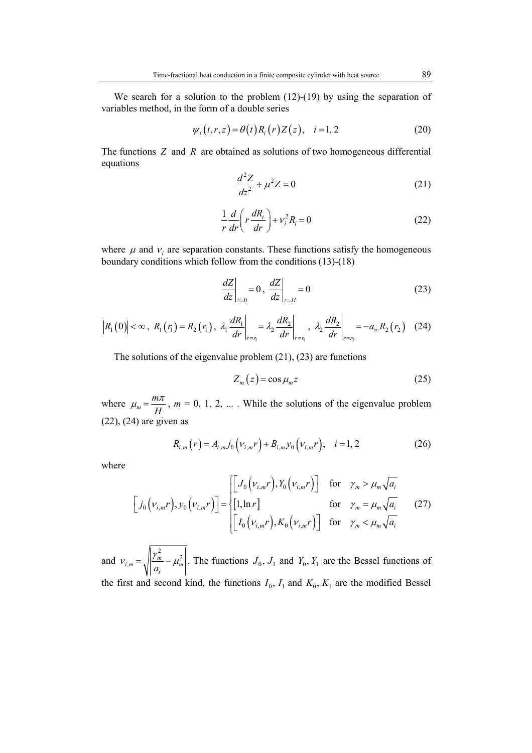We search for a solution to the problem (12)-(19) by using the separation of variables method, in the form of a double series

$$\psi_i(t,r,z) = \theta(t) R_i(r) Z(z), \quad i = 1, 2 \tag{20}$$

The functions $Z$ and $R$ are obtained as solutions of two homogeneous differential equations

$$\frac{d^2 Z}{dz^2} + \mu^2 Z = 0 \tag{21}$$

$$\frac{1}{r}\frac{d}{dr}\left(r\frac{dR_i}{dr}\right) + \nu_i^2 R_i = 0 \tag{22}$$

where $\mu$ and $\nu_i$ are separation constants. These functions satisfy the homogeneous boundary conditions which follow from the conditions (13)-(18)

$$\left.\frac{dZ}{dz}\right|_{z=0} = 0, \ \left.\frac{dZ}{dz}\right|_{z=H} = 0 \tag{23}$$

$$\left|R_1(0)\right| < \infty, \ R_1(r_1) = R_2(r_1), \ \lambda_1 \left.\frac{dR_1}{dr}\right|_{r=r_1} = \lambda_2 \left.\frac{dR_2}{dr}\right|_{r=r_1}, \ \lambda_2 \left.\frac{dR_2}{dr}\right|_{r=r_2} = -a_\infty R_2(r_2) \tag{24}$$

The solutions of the eigenvalue problem (21), (23) are functions

$$Z_m(z) = \cos\mu_m z \tag{25}$$

where $\mu_m = \frac{m\pi}{H}$, $m$ = 0, 1, 2, ... . While the solutions of the eigenvalue problem (22), (24) are given as

$$R_{i,m}(r) = A_{i,m} j_0(\nu_{i,m} r) + B_{i,m} y_0(\nu_{i,m} r), \quad i = 1, 2 \tag{26}$$

where

$$\left[j_0(\nu_{i,m} r), y_0(\nu_{i,m} r)\right] = \begin{cases} \left[J_0(\nu_{i,m} r), Y_0(\nu_{i,m} r)\right] & \text{for} \quad \gamma_m > \mu_m\sqrt{a_i} \\ \left[1, \ln r\right] & \text{for} \quad \gamma_m = \mu_m\sqrt{a_i} \\ \left[I_0(\nu_{i,m} r), K_0(\nu_{i,m} r)\right] & \text{for} \quad \gamma_m < \mu_m\sqrt{a_i} \end{cases} \tag{27}$$

and $\nu_{i,m} = \sqrt{\left|\frac{\gamma_m^2}{a_i} - \mu_m^2\right|}$. The functions $J_0$, $J_1$ and $Y_0$, $Y_1$ are the Bessel functions of the first and second kind, the functions $I_0$, $I_1$ and $K_0$, $K_1$ are the modified Bessel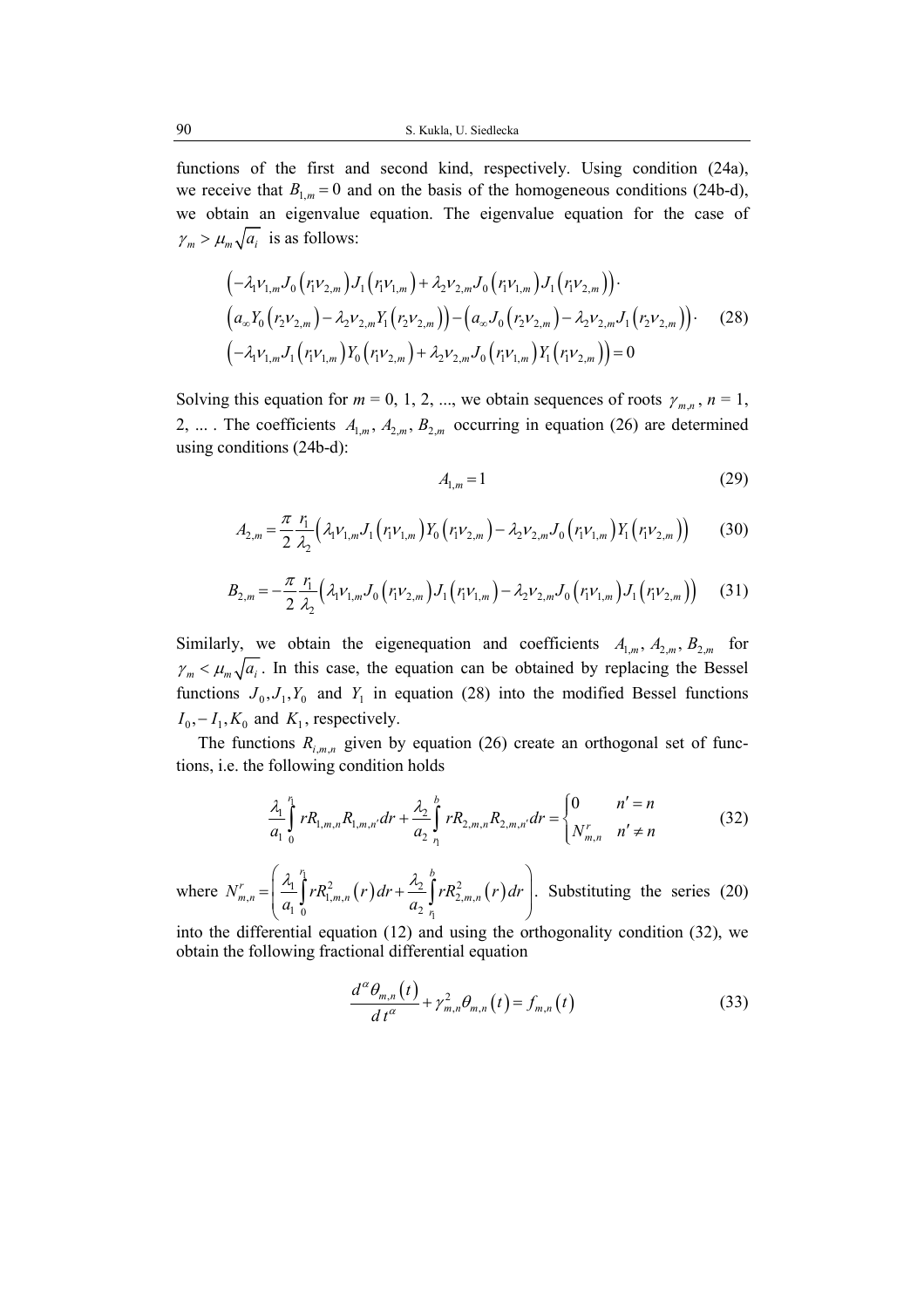functions of the first and second kind, respectively. Using condition (24a), we receive that $B_{1,m} = 0$ and on the basis of the homogeneous conditions (24b-d), we obtain an eigenvalue equation. The eigenvalue equation for the case of $\gamma_m > \mu_m \sqrt{a_i}$ is as follows:

$$
\begin{aligned}
&\left(-\lambda_1 \nu_{1,m} J_0\left(r_1 \nu_{2,m}\right) J_1\left(r_1 \nu_{1,m}\right) + \lambda_2 \nu_{2,m} J_0\left(r_1 \nu_{1,m}\right) J_1\left(r_1 \nu_{2,m}\right)\right) \cdot \\
&\left(a_\infty Y_0\left(r_2 \nu_{2,m}\right) - \lambda_2 \nu_{2,m} Y_1\left(r_2 \nu_{2,m}\right)\right) - \left(a_\infty J_0\left(r_2 \nu_{2,m}\right) - \lambda_2 \nu_{2,m} J_1\left(r_2 \nu_{2,m}\right)\right) \cdot \\
&\left(-\lambda_1 \nu_{1,m} J_1\left(r_1 \nu_{1,m}\right) Y_0\left(r_1 \nu_{2,m}\right) + \lambda_2 \nu_{2,m} J_0\left(r_1 \nu_{1,m}\right) Y_1\left(r_1 \nu_{2,m}\right)\right) = 0
\end{aligned}
\tag{28}
$$

Solving this equation for $m = 0, 1, 2, \ldots$, we obtain sequences of roots $\gamma_{m,n}$, $n = 1, 2, \ldots$ . The coefficients $A_{1,m}$, $A_{2,m}$, $B_{2,m}$ occurring in equation (26) are determined using conditions (24b-d):

$$
A_{1,m} = 1 \tag{29}
$$

$$
A_{2,m} = \frac{\pi}{2} \frac{r_1}{\lambda_2} \left( \lambda_1 \nu_{1,m} J_1\left(r_1 \nu_{1,m}\right) Y_0\left(r_1 \nu_{2,m}\right) - \lambda_2 \nu_{2,m} J_0\left(r_1 \nu_{1,m}\right) Y_1\left(r_1 \nu_{2,m}\right) \right) \tag{30}
$$

$$
B_{2,m} = -\frac{\pi}{2} \frac{r_1}{\lambda_2} \left( \lambda_1 \nu_{1,m} J_0\left(r_1 \nu_{2,m}\right) J_1\left(r_1 \nu_{1,m}\right) - \lambda_2 \nu_{2,m} J_0\left(r_1 \nu_{1,m}\right) J_1\left(r_1 \nu_{2,m}\right) \right) \tag{31}
$$

Similarly, we obtain the eigenequation and coefficients $A_{1,m}$, $A_{2,m}$, $B_{2,m}$ for $\gamma_m < \mu_m \sqrt{a_i}$. In this case, the equation can be obtained by replacing the Bessel functions $J_0, J_1, Y_0$ and $Y_1$ in equation (28) into the modified Bessel functions $I_0, -I_1, K_0$ and $K_1$, respectively.

The functions $R_{i,m,n}$ given by equation (26) create an orthogonal set of functions, i.e. the following condition holds

$$
\frac{\lambda_1}{a_1} \int_0^{r_1} r R_{1,m,n} R_{1,m,n'} dr + \frac{\lambda_2}{a_2} \int_{r_1}^{b} r R_{2,m,n} R_{2,m,n'} dr = \begin{cases} 0 & n' = n \\ N_{m,n}^r & n' \neq n \end{cases} \tag{32}
$$

where $N_{m,n}^r = \left( \frac{\lambda_1}{a_1} \int_0^{r_1} r R_{1,m,n}^2(r) dr + \frac{\lambda_2}{a_2} \int_{r_1}^{b} r R_{2,m,n}^2(r) dr \right)$. Substituting the series (20) into the differential equation (12) and using the orthogonality condition (32), we obtain the following fractional differential equation

$$
\frac{d^\alpha \theta_{m,n}(t)}{d t^\alpha} + \gamma_{m,n}^2 \theta_{m,n}(t) = f_{m,n}(t) \tag{33}
$$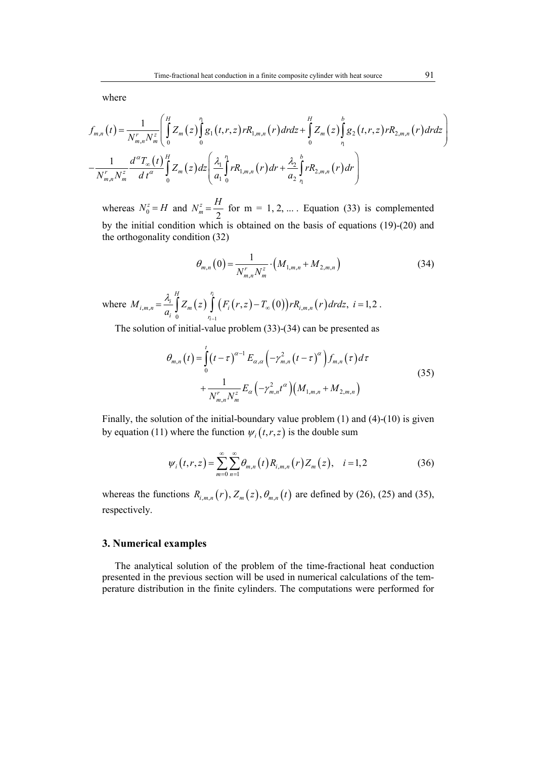where

$$f_{m,n}(t)=\frac{1}{N_{m,n}^{r}N_{m}^{z}}\left(\int_{0}^{H}Z_{m}(z)\int_{0}^{r_1}g_{1}(t,r,z)rR_{1,m,n}(r)drdz+\int_{0}^{H}Z_{m}(z)\int_{r_1}^{b}g_{2}(t,r,z)rR_{2,m,n}(r)drdz\right)$$
$$-\frac{1}{N_{m,n}^{r}N_{m}^{z}}\frac{d^{\alpha}T_{\infty}(t)}{dt^{\alpha}}\int_{0}^{H}Z_{m}(z)dz\left(\frac{\lambda_1}{a_1}\int_{0}^{r_1}rR_{1,m,n}(r)dr+\frac{\lambda_2}{a_2}\int_{r_1}^{b}rR_{2,m,n}(r)dr\right)$$

whereas $N_0^z=H$ and $N_m^z=\frac{H}{2}$ for m = 1, 2, ... . Equation (33) is complemented by the initial condition which is obtained on the basis of equations (19)-(20) and the orthogonality condition (32)

$$\theta_{m,n}(0)=\frac{1}{N_{m,n}^{r}N_{m}^{z}}\cdot\left(M_{1,m,n}+M_{2,m,n}\right) \tag{34}$$

where $M_{i,m,n}=\frac{\lambda_i}{a_i}\int_{0}^{H}Z_m(z)\int_{r_{i-1}}^{r_i}\left(F_i(r,z)-T_{\infty}(0)\right)rR_{i,m,n}(r)drdz,\ i=1,2$.

The solution of initial-value problem (33)-(34) can be presented as

$$\begin{aligned}\theta_{m,n}(t)&=\int_{0}^{t}(t-\tau)^{\alpha-1}E_{\alpha,\alpha}\left(-\gamma_{m,n}^{2}(t-\tau)^{\alpha}\right)f_{m,n}(\tau)d\tau\\&+\frac{1}{N_{m,n}^{r}N_{m}^{z}}E_{\alpha}\left(-\gamma_{m,n}^{2}t^{\alpha}\right)\left(M_{1,m,n}+M_{2,m,n}\right)\end{aligned} \tag{35}$$

Finally, the solution of the initial-boundary value problem (1) and (4)-(10) is given by equation (11) where the function $\psi_i(t,r,z)$ is the double sum

$$\psi_i(t,r,z)=\sum_{m=0}^{\infty}\sum_{n=1}^{\infty}\theta_{m,n}(t)R_{i,m,n}(r)Z_m(z),\quad i=1,2 \tag{36}$$

whereas the functions $R_{i,m,n}(r), Z_m(z), \theta_{m,n}(t)$ are defined by (26), (25) and (35), respectively.

## 3. Numerical examples

The analytical solution of the problem of the time-fractional heat conduction presented in the previous section will be used in numerical calculations of the temperature distribution in the finite cylinders. The computations were performed for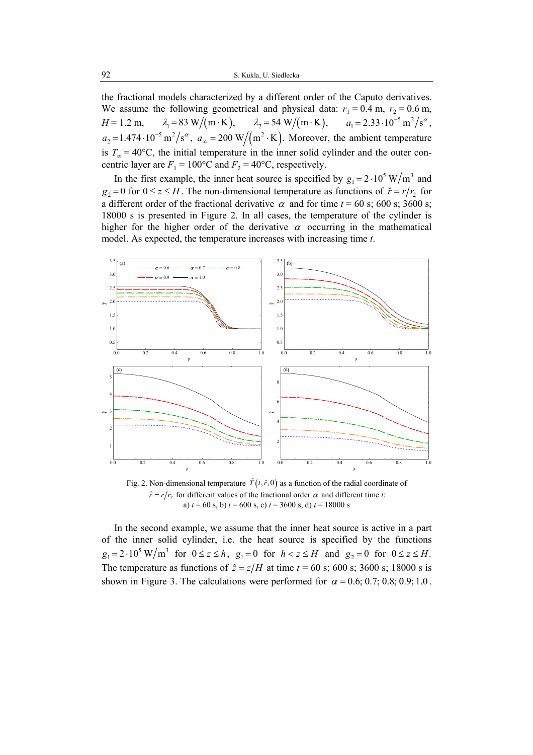the fractional models characterized by a different order of the Caputo derivatives. We assume the following geometrical and physical data: $r_1 = 0.4$ m, $r_2 = 0.6$ m, $H = 1.2$ m, $\lambda_1 = 83\ \mathrm{W/(m \cdot K)}$, $\lambda_2 = 54\ \mathrm{W/(m \cdot K)}$, $a_1 = 2.33 \cdot 10^{-5}\ \mathrm{m^2/s^\alpha}$, $a_2 = 1.474 \cdot 10^{-5}\ \mathrm{m^2/s^\alpha}$, $a_\infty = 200\ \mathrm{W/(m^2 \cdot K)}$. Moreover, the ambient temperature is $T_\infty = 40°\mathrm{C}$, the initial temperature in the inner solid cylinder and the outer concentric layer are $F_1 = 100°\mathrm{C}$ and $F_2 = 40°\mathrm{C}$, respectively.

In the first example, the inner heat source is specified by $g_1 = 2 \cdot 10^5\ \mathrm{W/m^3}$ and $g_2 = 0$ for $0 \le z \le H$. The non-dimensional temperature as functions of $\hat{r} = r/r_2$ for a different order of the fractional derivative $\alpha$ and for time $t = 60$ s; 600 s; 3600 s; 18000 s is presented in Figure 2. In all cases, the temperature of the cylinder is higher for the higher order of the derivative $\alpha$ occurring in the mathematical model. As expected, the temperature increases with increasing time $t$.

Fig. 2. Non-dimensional temperature $\hat{T}(t, \hat{r}, 0)$ as a function of the radial coordinate of $\hat{r} = r/r_2$ for different values of the fractional order $\alpha$ and different time $t$: a) $t = 60$ s, b) $t = 600$ s, c) $t = 3600$ s, d) $t = 18000$ s

In the second example, we assume that the inner heat source is active in a part of the inner solid cylinder, i.e. the heat source is specified by the functions $g_1 = 2 \cdot 10^5\ \mathrm{W/m^3}$ for $0 \le z \le h$, $g_1 = 0$ for $h < z \le H$ and $g_2 = 0$ for $0 \le z \le H$. The temperature as functions of $\hat{z} = z/H$ at time $t = 60$ s; 600 s; 3600 s; 18000 s is shown in Figure 3. The calculations were performed for $\alpha = 0.6; 0.7; 0.8; 0.9; 1.0$.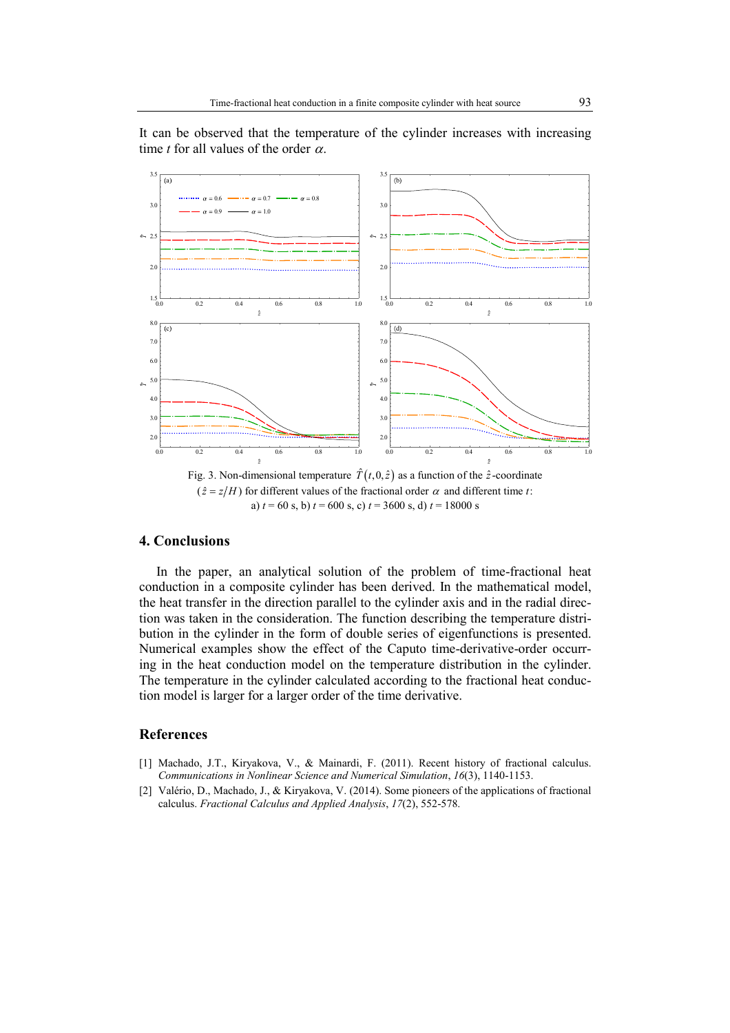It can be observed that the temperature of the cylinder increases with increasing time $t$ for all values of the order $\alpha$.

Fig. 3. Non-dimensional temperature $\hat{T}(t,0,\hat{z})$ as a function of the $\hat{z}$-coordinate ($\hat{z} = z/H$) for different values of the fractional order $\alpha$ and different time $t$: a) $t$ = 60 s, b) $t$ = 600 s, c) $t$ = 3600 s, d) $t$ = 18000 s

## 4. Conclusions

In the paper, an analytical solution of the problem of time-fractional heat conduction in a composite cylinder has been derived. In the mathematical model, the heat transfer in the direction parallel to the cylinder axis and in the radial direction was taken in the consideration. The function describing the temperature distribution in the cylinder in the form of double series of eigenfunctions is presented. Numerical examples show the effect of the Caputo time-derivative-order occurring in the heat conduction model on the temperature distribution in the cylinder. The temperature in the cylinder calculated according to the fractional heat conduction model is larger for a larger order of the time derivative.

## References

[1] Machado, J.T., Kiryakova, V., & Mainardi, F. (2011). Recent history of fractional calculus. *Communications in Nonlinear Science and Numerical Simulation*, *16*(3), 1140-1153.

[2] Valério, D., Machado, J., & Kiryakova, V. (2014). Some pioneers of the applications of fractional calculus. *Fractional Calculus and Applied Analysis*, *17*(2), 552-578.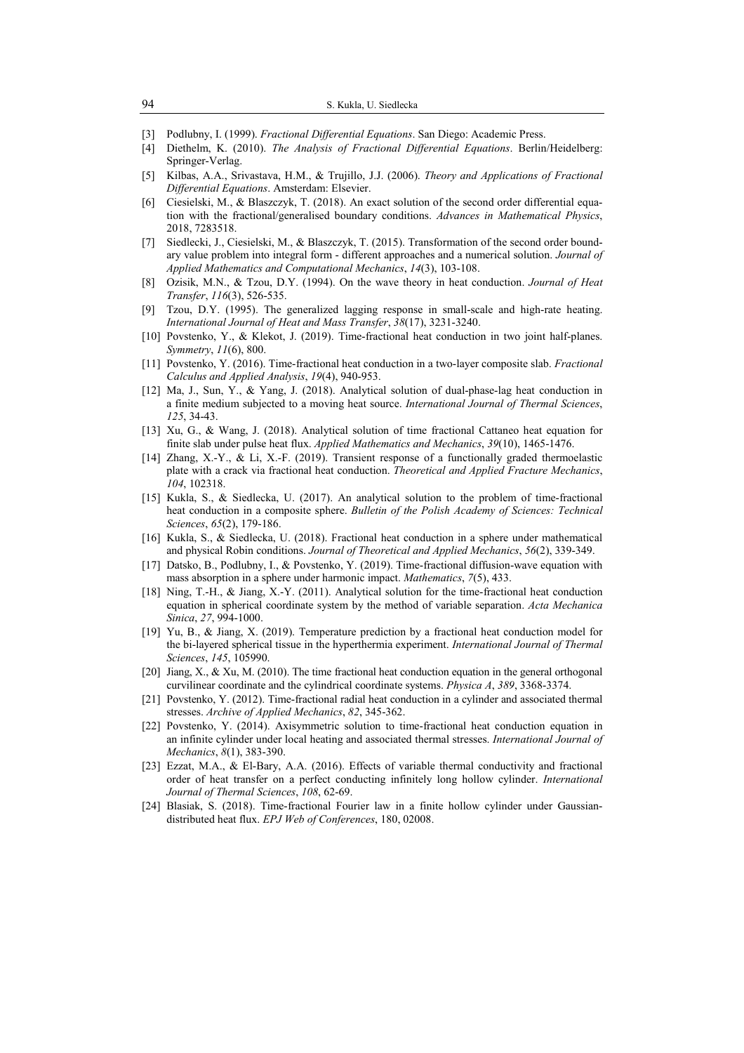[3] Podlubny, I. (1999). *Fractional Differential Equations*. San Diego: Academic Press.

[4] Diethelm, K. (2010). *The Analysis of Fractional Differential Equations*. Berlin/Heidelberg: Springer-Verlag.

[5] Kilbas, A.A., Srivastava, H.M., & Trujillo, J.J. (2006). *Theory and Applications of Fractional Differential Equations*. Amsterdam: Elsevier.

[6] Ciesielski, M., & Blaszczyk, T. (2018). An exact solution of the second order differential equation with the fractional/generalised boundary conditions. *Advances in Mathematical Physics*, 2018, 7283518.

[7] Siedlecki, J., Ciesielski, M., & Blaszczyk, T. (2015). Transformation of the second order boundary value problem into integral form - different approaches and a numerical solution. *Journal of Applied Mathematics and Computational Mechanics*, *14*(3), 103-108.

[8] Ozisik, M.N., & Tzou, D.Y. (1994). On the wave theory in heat conduction. *Journal of Heat Transfer*, *116*(3), 526-535.

[9] Tzou, D.Y. (1995). The generalized lagging response in small-scale and high-rate heating. *International Journal of Heat and Mass Transfer*, *38*(17), 3231-3240.

[10] Povstenko, Y., & Klekot, J. (2019). Time-fractional heat conduction in two joint half-planes. *Symmetry*, *11*(6), 800.

[11] Povstenko, Y. (2016). Time-fractional heat conduction in a two-layer composite slab. *Fractional Calculus and Applied Analysis*, *19*(4), 940-953.

[12] Ma, J., Sun, Y., & Yang, J. (2018). Analytical solution of dual-phase-lag heat conduction in a finite medium subjected to a moving heat source. *International Journal of Thermal Sciences*, *125*, 34-43.

[13] Xu, G., & Wang, J. (2018). Analytical solution of time fractional Cattaneo heat equation for finite slab under pulse heat flux. *Applied Mathematics and Mechanics*, *39*(10), 1465-1476.

[14] Zhang, X.-Y., & Li, X.-F. (2019). Transient response of a functionally graded thermoelastic plate with a crack via fractional heat conduction. *Theoretical and Applied Fracture Mechanics*, *104*, 102318.

[15] Kukla, S., & Siedlecka, U. (2017). An analytical solution to the problem of time-fractional heat conduction in a composite sphere. *Bulletin of the Polish Academy of Sciences: Technical Sciences*, *65*(2), 179-186.

[16] Kukla, S., & Siedlecka, U. (2018). Fractional heat conduction in a sphere under mathematical and physical Robin conditions. *Journal of Theoretical and Applied Mechanics*, *56*(2), 339-349.

[17] Datsko, B., Podlubny, I., & Povstenko, Y. (2019). Time-fractional diffusion-wave equation with mass absorption in a sphere under harmonic impact. *Mathematics*, *7*(5), 433.

[18] Ning, T.-H., & Jiang, X.-Y. (2011). Analytical solution for the time-fractional heat conduction equation in spherical coordinate system by the method of variable separation. *Acta Mechanica Sinica*, *27*, 994-1000.

[19] Yu, B., & Jiang, X. (2019). Temperature prediction by a fractional heat conduction model for the bi-layered spherical tissue in the hyperthermia experiment. *International Journal of Thermal Sciences*, *145*, 105990.

[20] Jiang, X., & Xu, M. (2010). The time fractional heat conduction equation in the general orthogonal curvilinear coordinate and the cylindrical coordinate systems. *Physica A*, *389*, 3368-3374.

[21] Povstenko, Y. (2012). Time-fractional radial heat conduction in a cylinder and associated thermal stresses. *Archive of Applied Mechanics*, *82*, 345-362.

[22] Povstenko, Y. (2014). Axisymmetric solution to time-fractional heat conduction equation in an infinite cylinder under local heating and associated thermal stresses. *International Journal of Mechanics*, *8*(1), 383-390.

[23] Ezzat, M.A., & El-Bary, A.A. (2016). Effects of variable thermal conductivity and fractional order of heat transfer on a perfect conducting infinitely long hollow cylinder. *International Journal of Thermal Sciences*, *108*, 62-69.

[24] Blasiak, S. (2018). Time-fractional Fourier law in a finite hollow cylinder under Gaussian-distributed heat flux. *EPJ Web of Conferences*, 180, 02008.